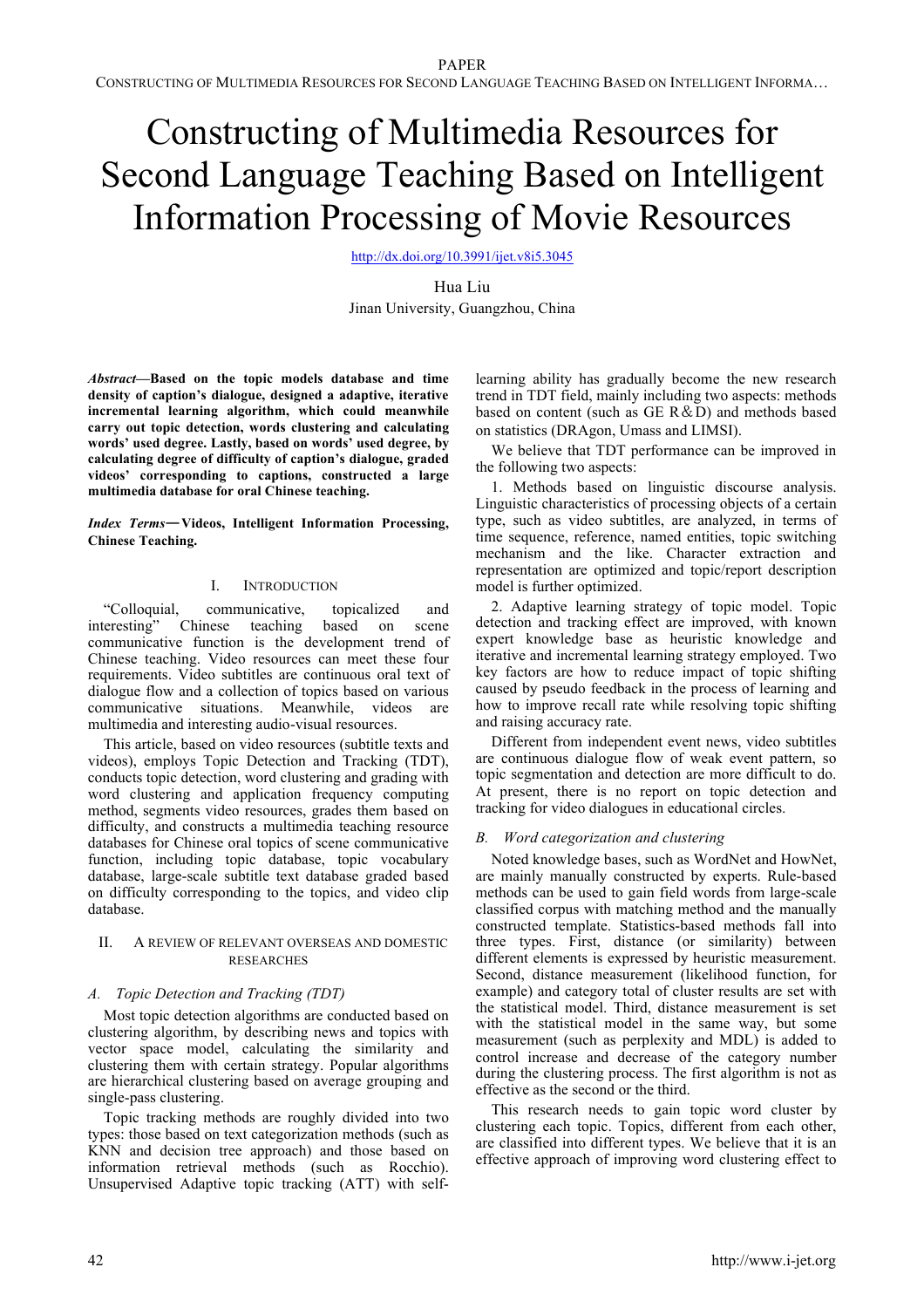# Constructing of Multimedia Resources for Second Language Teaching Based on Intelligent Information Processing of Movie Resources

http://dx.doi.org/10.3991/ijet.v8i5.3045

Hua Liu
Jinan University, Guangzhou, China

***Abstract*—Based on the topic models database and time density of caption's dialogue, designed a adaptive, iterative incremental learning algorithm, which could meanwhile carry out topic detection, words clustering and calculating words' used degree. Lastly, based on words' used degree, by calculating degree of difficulty of caption's dialogue, graded videos' corresponding to captions, constructed a large multimedia database for oral Chinese teaching.**

***Index Terms*—Videos, Intelligent Information Processing, Chinese Teaching.**

## I. Introduction

"Colloquial, communicative, topicalized and interesting" Chinese teaching based on scene communicative function is the development trend of Chinese teaching. Video resources can meet these four requirements. Video subtitles are continuous oral text of dialogue flow and a collection of topics based on various communicative situations. Meanwhile, videos are multimedia and interesting audio-visual resources.

This article, based on video resources (subtitle texts and videos), employs Topic Detection and Tracking (TDT), conducts topic detection, word clustering and grading with word clustering and application frequency computing method, segments video resources, grades them based on difficulty, and constructs a multimedia teaching resource databases for Chinese oral topics of scene communicative function, including topic database, topic vocabulary database, large-scale subtitle text database graded based on difficulty corresponding to the topics, and video clip database.

## II. A Review of Relevant Overseas and Domestic Researches

### A. Topic Detection and Tracking (TDT)

Most topic detection algorithms are conducted based on clustering algorithm, by describing news and topics with vector space model, calculating the similarity and clustering them with certain strategy. Popular algorithms are hierarchical clustering based on average grouping and single-pass clustering.

Topic tracking methods are roughly divided into two types: those based on text categorization methods (such as KNN and decision tree approach) and those based on information retrieval methods (such as Rocchio). Unsupervised Adaptive topic tracking (ATT) with self-learning ability has gradually become the new research trend in TDT field, mainly including two aspects: methods based on content (such as GE R＆D) and methods based on statistics (DRAgon, Umass and LIMSI).

We believe that TDT performance can be improved in the following two aspects:

1. Methods based on linguistic discourse analysis. Linguistic characteristics of processing objects of a certain type, such as video subtitles, are analyzed, in terms of time sequence, reference, named entities, topic switching mechanism and the like. Character extraction and representation are optimized and topic/report description model is further optimized.

2. Adaptive learning strategy of topic model. Topic detection and tracking effect are improved, with known expert knowledge base as heuristic knowledge and iterative and incremental learning strategy employed. Two key factors are how to reduce impact of topic shifting caused by pseudo feedback in the process of learning and how to improve recall rate while resolving topic shifting and raising accuracy rate.

Different from independent event news, video subtitles are continuous dialogue flow of weak event pattern, so topic segmentation and detection are more difficult to do. At present, there is no report on topic detection and tracking for video dialogues in educational circles.

### B. Word categorization and clustering

Noted knowledge bases, such as WordNet and HowNet, are mainly manually constructed by experts. Rule-based methods can be used to gain field words from large-scale classified corpus with matching method and the manually constructed template. Statistics-based methods fall into three types. First, distance (or similarity) between different elements is expressed by heuristic measurement. Second, distance measurement (likelihood function, for example) and category total of cluster results are set with the statistical model. Third, distance measurement is set with the statistical model in the same way, but some measurement (such as perplexity and MDL) is added to control increase and decrease of the category number during the clustering process. The first algorithm is not as effective as the second or the third.

This research needs to gain topic word cluster by clustering each topic. Topics, different from each other, are classified into different types. We believe that it is an effective approach of improving word clustering effect to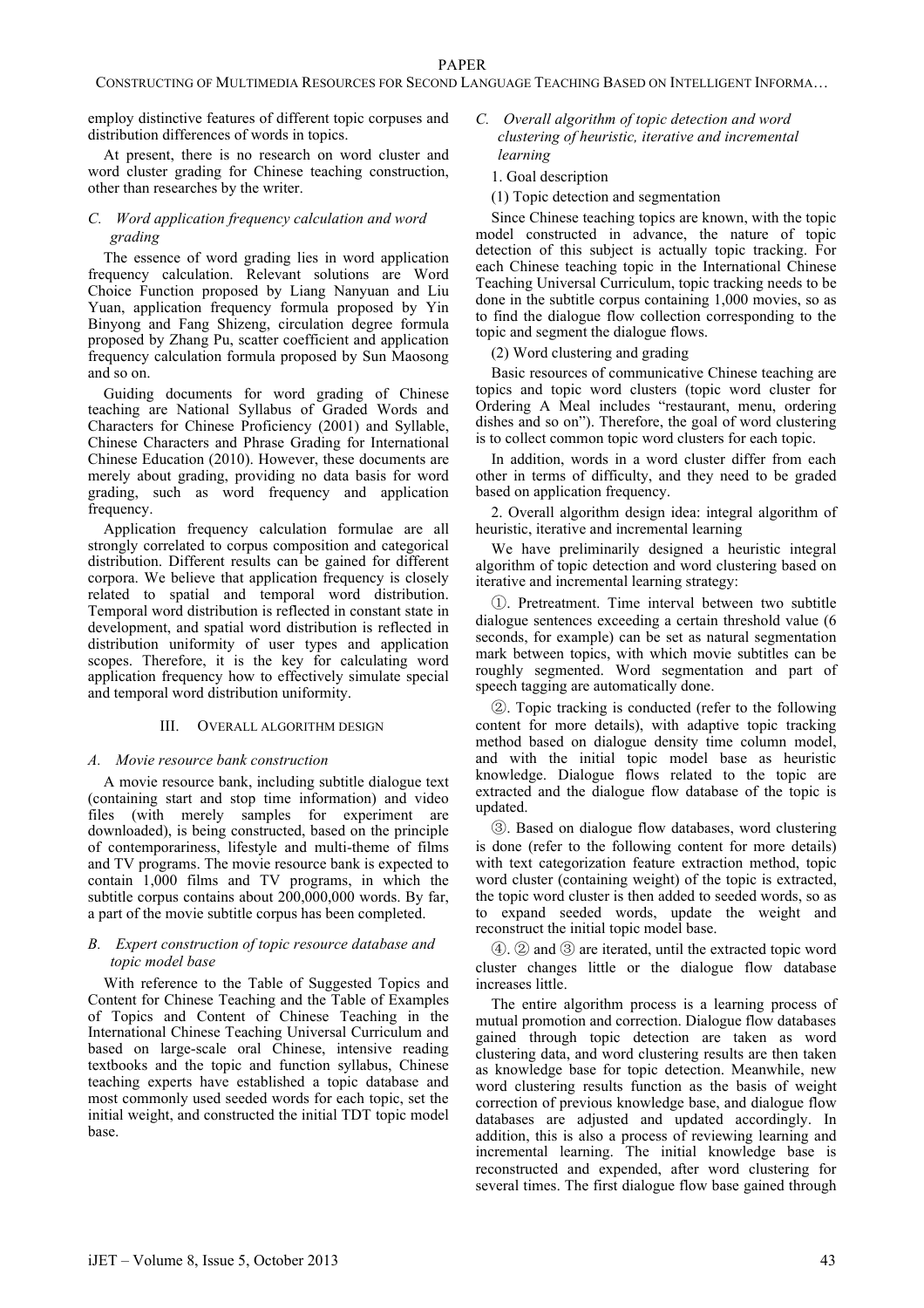employ distinctive features of different topic corpuses and distribution differences of words in topics.

At present, there is no research on word cluster and word cluster grading for Chinese teaching construction, other than researches by the writer.

### *C. Word application frequency calculation and word grading*

The essence of word grading lies in word application frequency calculation. Relevant solutions are Word Choice Function proposed by Liang Nanyuan and Liu Yuan, application frequency formula proposed by Yin Binyong and Fang Shizeng, circulation degree formula proposed by Zhang Pu, scatter coefficient and application frequency calculation formula proposed by Sun Maosong and so on.

Guiding documents for word grading of Chinese teaching are National Syllabus of Graded Words and Characters for Chinese Proficiency (2001) and Syllable, Chinese Characters and Phrase Grading for International Chinese Education (2010). However, these documents are merely about grading, providing no data basis for word grading, such as word frequency and application frequency.

Application frequency calculation formulae are all strongly correlated to corpus composition and categorical distribution. Different results can be gained for different corpora. We believe that application frequency is closely related to spatial and temporal word distribution. Temporal word distribution is reflected in constant state in development, and spatial word distribution is reflected in distribution uniformity of user types and application scopes. Therefore, it is the key for calculating word application frequency how to effectively simulate special and temporal word distribution uniformity.

## III. OVERALL ALGORITHM DESIGN

### *A. Movie resource bank construction*

A movie resource bank, including subtitle dialogue text (containing start and stop time information) and video files (with merely samples for experiment are downloaded), is being constructed, based on the principle of contemporariness, lifestyle and multi-theme of films and TV programs. The movie resource bank is expected to contain 1,000 films and TV programs, in which the subtitle corpus contains about 200,000,000 words. By far, a part of the movie subtitle corpus has been completed.

### *B. Expert construction of topic resource database and topic model base*

With reference to the Table of Suggested Topics and Content for Chinese Teaching and the Table of Examples of Topics and Content of Chinese Teaching in the International Chinese Teaching Universal Curriculum and based on large-scale oral Chinese, intensive reading textbooks and the topic and function syllabus, Chinese teaching experts have established a topic database and most commonly used seeded words for each topic, set the initial weight, and constructed the initial TDT topic model base.

### *C. Overall algorithm of topic detection and word clustering of heuristic, iterative and incremental learning*

1. Goal description

(1) Topic detection and segmentation

Since Chinese teaching topics are known, with the topic model constructed in advance, the nature of topic detection of this subject is actually topic tracking. For each Chinese teaching topic in the International Chinese Teaching Universal Curriculum, topic tracking needs to be done in the subtitle corpus containing 1,000 movies, so as to find the dialogue flow collection corresponding to the topic and segment the dialogue flows.

(2) Word clustering and grading

Basic resources of communicative Chinese teaching are topics and topic word clusters (topic word cluster for Ordering A Meal includes "restaurant, menu, ordering dishes and so on"). Therefore, the goal of word clustering is to collect common topic word clusters for each topic.

In addition, words in a word cluster differ from each other in terms of difficulty, and they need to be graded based on application frequency.

2. Overall algorithm design idea: integral algorithm of heuristic, iterative and incremental learning

We have preliminarily designed a heuristic integral algorithm of topic detection and word clustering based on iterative and incremental learning strategy:

①. Pretreatment. Time interval between two subtitle dialogue sentences exceeding a certain threshold value (6 seconds, for example) can be set as natural segmentation mark between topics, with which movie subtitles can be roughly segmented. Word segmentation and part of speech tagging are automatically done.

②. Topic tracking is conducted (refer to the following content for more details), with adaptive topic tracking method based on dialogue density time column model, and with the initial topic model base as heuristic knowledge. Dialogue flows related to the topic are extracted and the dialogue flow database of the topic is updated.

③. Based on dialogue flow databases, word clustering is done (refer to the following content for more details) with text categorization feature extraction method, topic word cluster (containing weight) of the topic is extracted, the topic word cluster is then added to seeded words, so as to expand seeded words, update the weight and reconstruct the initial topic model base.

④. ② and ③ are iterated, until the extracted topic word cluster changes little or the dialogue flow database increases little.

The entire algorithm process is a learning process of mutual promotion and correction. Dialogue flow databases gained through topic detection are taken as word clustering data, and word clustering results are then taken as knowledge base for topic detection. Meanwhile, new word clustering results function as the basis of weight correction of previous knowledge base, and dialogue flow databases are adjusted and updated accordingly. In addition, this is also a process of reviewing learning and incremental learning. The initial knowledge base is reconstructed and expended, after word clustering for several times. The first dialogue flow base gained through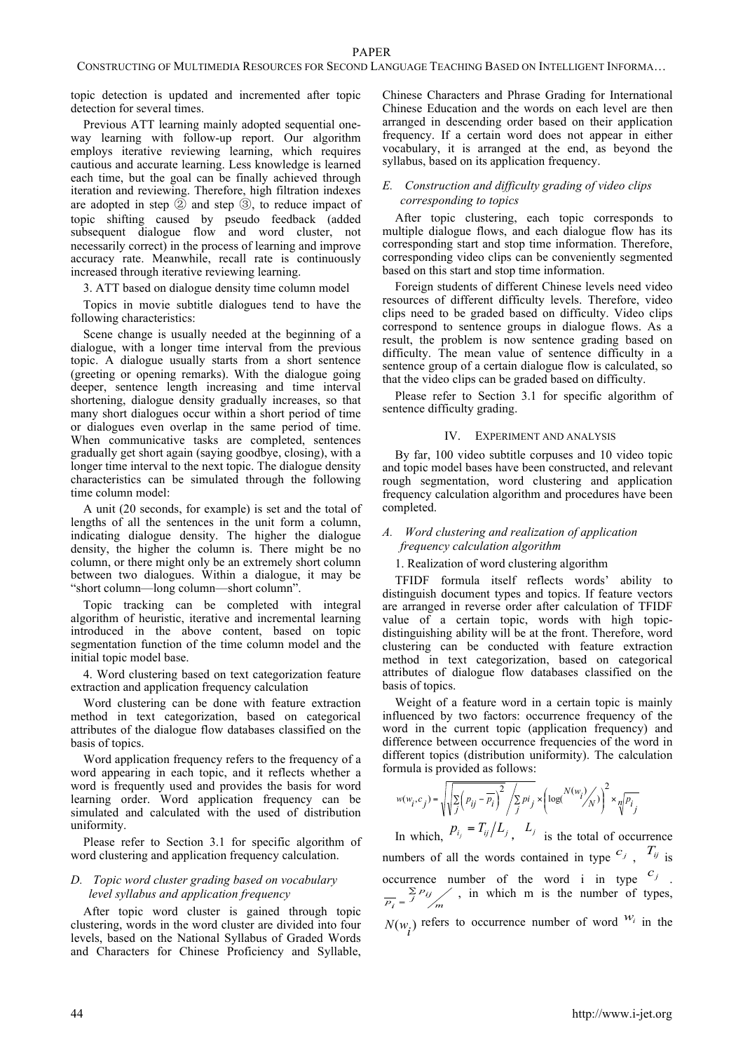topic detection is updated and incremented after topic detection for several times.

Previous ATT learning mainly adopted sequential one-way learning with follow-up report. Our algorithm employs iterative reviewing learning, which requires cautious and accurate learning. Less knowledge is learned each time, but the goal can be finally achieved through iteration and reviewing. Therefore, high filtration indexes are adopted in step ② and step ③, to reduce impact of topic shifting caused by pseudo feedback (added subsequent dialogue flow and word cluster, not necessarily correct) in the process of learning and improve accuracy rate. Meanwhile, recall rate is continuously increased through iterative reviewing learning.

3. ATT based on dialogue density time column model

Topics in movie subtitle dialogues tend to have the following characteristics:

Scene change is usually needed at the beginning of a dialogue, with a longer time interval from the previous topic. A dialogue usually starts from a short sentence (greeting or opening remarks). With the dialogue going deeper, sentence length increasing and time interval shortening, dialogue density gradually increases, so that many short dialogues occur within a short period of time or dialogues even overlap in the same period of time. When communicative tasks are completed, sentences gradually get short again (saying goodbye, closing), with a longer time interval to the next topic. The dialogue density characteristics can be simulated through the following time column model:

A unit (20 seconds, for example) is set and the total of lengths of all the sentences in the unit form a column, indicating dialogue density. The higher the dialogue density, the higher the column is. There might be no column, or there might only be an extremely short column between two dialogues. Within a dialogue, it may be "short column—long column—short column".

Topic tracking can be completed with integral algorithm of heuristic, iterative and incremental learning introduced in the above content, based on topic segmentation function of the time column model and the initial topic model base.

4. Word clustering based on text categorization feature extraction and application frequency calculation

Word clustering can be done with feature extraction method in text categorization, based on categorical attributes of the dialogue flow databases classified on the basis of topics.

Word application frequency refers to the frequency of a word appearing in each topic, and it reflects whether a word is frequently used and provides the basis for word learning order. Word application frequency can be simulated and calculated with the used of distribution uniformity.

Please refer to Section 3.1 for specific algorithm of word clustering and application frequency calculation.

### *D. Topic word cluster grading based on vocabulary level syllabus and application frequency*

After topic word cluster is gained through topic clustering, words in the word cluster are divided into four levels, based on the National Syllabus of Graded Words and Characters for Chinese Proficiency and Syllable, Chinese Characters and Phrase Grading for International Chinese Education and the words on each level are then arranged in descending order based on their application frequency. If a certain word does not appear in either vocabulary, it is arranged at the end, as beyond the syllabus, based on its application frequency.

### *E. Construction and difficulty grading of video clips corresponding to topics*

After topic clustering, each topic corresponds to multiple dialogue flows, and each dialogue flow has its corresponding start and stop time information. Therefore, corresponding video clips can be conveniently segmented based on this start and stop time information.

Foreign students of different Chinese levels need video resources of different difficulty levels. Therefore, video clips need to be graded based on difficulty. Video clips correspond to sentence groups in dialogue flows. As a result, the problem is now sentence grading based on difficulty. The mean value of sentence difficulty in a sentence group of a certain dialogue flow is calculated, so that the video clips can be graded based on difficulty.

Please refer to Section 3.1 for specific algorithm of sentence difficulty grading.

## IV. Experiment and Analysis

By far, 100 video subtitle corpuses and 10 video topic and topic model bases have been constructed, and relevant rough segmentation, word clustering and application frequency calculation algorithm and procedures have been completed.

### *A. Word clustering and realization of application frequency calculation algorithm*

1. Realization of word clustering algorithm

TFIDF formula itself reflects words' ability to distinguish document types and topics. If feature vectors are arranged in reverse order after calculation of TFIDF value of a certain topic, words with high topic-distinguishing ability will be at the front. Therefore, word clustering can be conducted with feature extraction method in text categorization, based on categorical attributes of dialogue flow databases classified on the basis of topics.

Weight of a feature word in a certain topic is mainly influenced by two factors: occurrence frequency of the word in the current topic (application frequency) and difference between occurrence frequencies of the word in different topics (distribution uniformity). The calculation formula is provided as follows:

$$w(w_i, c_j) = \sqrt{\sqrt{\sum_j \left(p_{ij} - \overline{p_i}\right)^2} \Big/ \sum_j pi_j} \times \left(\log\left(\frac{N(w_i)}{N}\right)\right)^2 \times \sqrt[n]{p_{i_j}}$$

In which, $p_{i_j} = T_{ij} / L_j$, $L_j$ is the total of occurrence numbers of all the words contained in type $c_j$, $T_{ij}$ is occurrence number of the word i in type $c_j$. $\overline{p_i} = \sum_j p_{ij} \Big/ m$, in which m is the number of types, $N(w_i)$ refers to occurrence number of word $w_i$ in the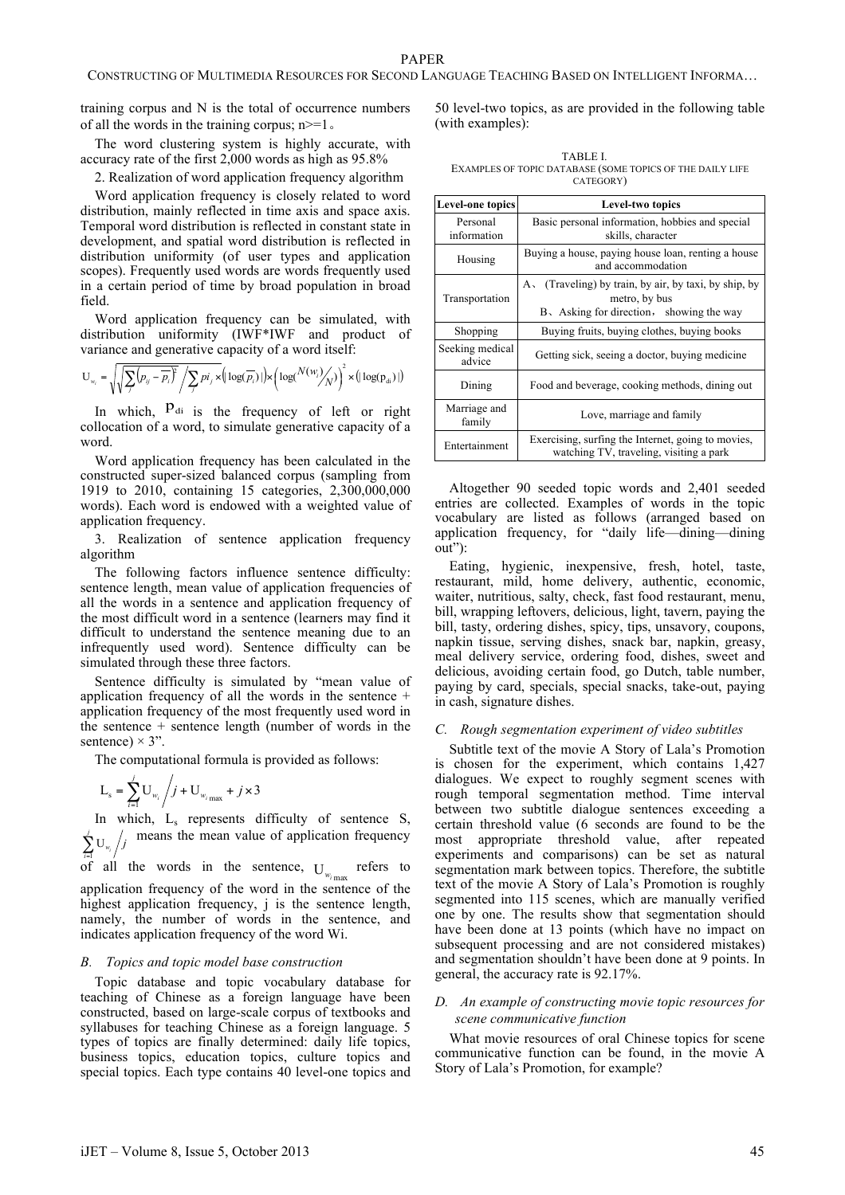training corpus and N is the total of occurrence numbers of all the words in the training corpus; n>=1。

The word clustering system is highly accurate, with accuracy rate of the first 2,000 words as high as 95.8%

2. Realization of word application frequency algorithm

Word application frequency is closely related to word distribution, mainly reflected in time axis and space axis. Temporal word distribution is reflected in constant state in development, and spatial word distribution is reflected in distribution uniformity (of user types and application scopes). Frequently used words are words frequently used in a certain period of time by broad population in broad field.

Word application frequency can be simulated, with distribution uniformity (IWF*IWF and product of variance and generative capacity of a word itself:

$$U_{w_i} = \sqrt{\sqrt{\sum_j \left(p_{ij} - \overline{p_i}\right)^2} \Big/ \sum_j pi_j} \times \left(|\log(\overline{p_i})|\right) \times \left(\log(N(w_i)/N)\right)^2 \times \left(|\log(p_{di})|\right)$$

In which, $p_{di}$ is the frequency of left or right collocation of a word, to simulate generative capacity of a word.

Word application frequency has been calculated in the constructed super-sized balanced corpus (sampling from 1919 to 2010, containing 15 categories, 2,300,000,000 words). Each word is endowed with a weighted value of application frequency.

3. Realization of sentence application frequency algorithm

The following factors influence sentence difficulty: sentence length, mean value of application frequencies of all the words in a sentence and application frequency of the most difficult word in a sentence (learners may find it difficult to understand the sentence meaning due to an infrequently used word). Sentence difficulty can be simulated through these three factors.

Sentence difficulty is simulated by "mean value of application frequency of all the words in the sentence + application frequency of the most frequently used word in the sentence + sentence length (number of words in the sentence) × 3".

The computational formula is provided as follows:

$$L_s = \sum_{i=1}^{j} U_{w_i} \Big/ j + U_{w_{i\max}} + j \times 3$$

In which, $L_s$ represents difficulty of sentence S, $\sum_{i=1}^{j} U_{w_i} / j$ means the mean value of application frequency of all the words in the sentence, $U_{w_{i\max}}$ refers to application frequency of the word in the sentence of the highest application frequency, j is the sentence length, namely, the number of words in the sentence, and indicates application frequency of the word Wi.

### *B. Topics and topic model base construction*

Topic database and topic vocabulary database for teaching of Chinese as a foreign language have been constructed, based on large-scale corpus of textbooks and syllabuses for teaching Chinese as a foreign language. 5 types of topics are finally determined: daily life topics, business topics, education topics, culture topics and special topics. Each type contains 40 level-one topics and 50 level-two topics, as are provided in the following table (with examples):

TABLE I.
EXAMPLES OF TOPIC DATABASE (SOME TOPICS OF THE DAILY LIFE CATEGORY)

| Level-one topics | Level-two topics |
|---|---|
| Personal information | Basic personal information, hobbies and special skills, character |
| Housing | Buying a house, paying house loan, renting a house and accommodation |
| Transportation | A、(Traveling) by train, by air, by taxi, by ship, by metro, by bus<br>B、Asking for direction, showing the way |
| Shopping | Buying fruits, buying clothes, buying books |
| Seeking medical advice | Getting sick, seeing a doctor, buying medicine |
| Dining | Food and beverage, cooking methods, dining out |
| Marriage and family | Love, marriage and family |
| Entertainment | Exercising, surfing the Internet, going to movies, watching TV, traveling, visiting a park |

Altogether 90 seeded topic words and 2,401 seeded entries are collected. Examples of words in the topic vocabulary are listed as follows (arranged based on application frequency, for "daily life—dining—dining out"):

Eating, hygienic, inexpensive, fresh, hotel, taste, restaurant, mild, home delivery, authentic, economic, waiter, nutritious, salty, check, fast food restaurant, menu, bill, wrapping leftovers, delicious, light, tavern, paying the bill, tasty, ordering dishes, spicy, tips, unsavory, coupons, napkin tissue, serving dishes, snack bar, napkin, greasy, meal delivery service, ordering food, dishes, sweet and delicious, avoiding certain food, go Dutch, table number, paying by card, specials, special snacks, take-out, paying in cash, signature dishes.

### *C. Rough segmentation experiment of video subtitles*

Subtitle text of the movie A Story of Lala's Promotion is chosen for the experiment, which contains 1,427 dialogues. We expect to roughly segment scenes with rough temporal segmentation method. Time interval between two subtitle dialogue sentences exceeding a certain threshold value (6 seconds are found to be the most appropriate threshold value, after repeated experiments and comparisons) can be set as natural segmentation mark between topics. Therefore, the subtitle text of the movie A Story of Lala's Promotion is roughly segmented into 115 scenes, which are manually verified one by one. The results show that segmentation should have been done at 13 points (which have no impact on subsequent processing and are not considered mistakes) and segmentation shouldn't have been done at 9 points. In general, the accuracy rate is 92.17%.

### *D. An example of constructing movie topic resources for scene communicative function*

What movie resources of oral Chinese topics for scene communicative function can be found, in the movie A Story of Lala's Promotion, for example?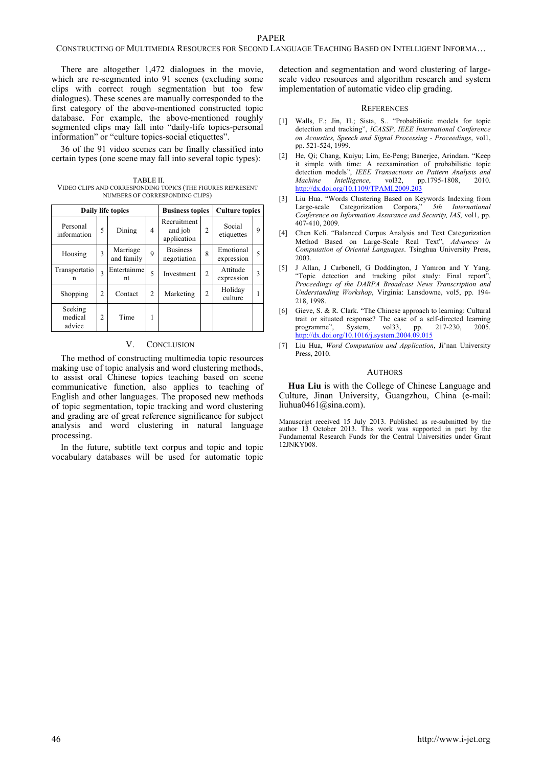There are altogether 1,472 dialogues in the movie, which are re-segmented into 91 scenes (excluding some clips with correct rough segmentation but too few dialogues). These scenes are manually corresponded to the first category of the above-mentioned constructed topic database. For example, the above-mentioned roughly segmented clips may fall into "daily-life topics-personal information" or "culture topics-social etiquettes".

36 of the 91 video scenes can be finally classified into certain types (one scene may fall into several topic types):

TABLE II.
VIDEO CLIPS AND CORRESPONDING TOPICS (THE FIGURES REPRESENT NUMBERS OF CORRESPONDING CLIPS)

| Daily life topics | | | | Business topics | | Culture topics | |
|---|---|---|---|---|---|---|---|
| Personal information | 5 | Dining | 4 | Recruitment and job application | 2 | Social etiquettes | 9 |
| Housing | 3 | Marriage and family | 9 | Business negotiation | 8 | Emotional expression | 5 |
| Transportation | 3 | Entertainment | 5 | Investment | 2 | Attitude expression | 3 |
| Shopping | 2 | Contact | 2 | Marketing | 2 | Holiday culture | 1 |
| Seeking medical advice | 2 | Time | 1 | | | | |

## V. CONCLUSION

The method of constructing multimedia topic resources making use of topic analysis and word clustering methods, to assist oral Chinese topics teaching based on scene communicative function, also applies to teaching of English and other languages. The proposed new methods of topic segmentation, topic tracking and word clustering and grading are of great reference significance for subject analysis and word clustering in natural language processing.

In the future, subtitle text corpus and topic and topic vocabulary databases will be used for automatic topic detection and segmentation and word clustering of large-scale video resources and algorithm research and system implementation of automatic video clip grading.

## REFERENCES

[1] Walls, F.; Jin, H.; Sista, S.. "Probabilistic models for topic detection and tracking", *ICASSP, IEEE International Conference on Acoustics, Speech and Signal Processing - Proceedings*, vol1, pp. 521-524, 1999.

[2] He, Qi; Chang, Kuiyu; Lim, Ee-Peng; Banerjee, Arindam. "Keep it simple with time: A reexamination of probabilistic topic detection models", *IEEE Transactions on Pattern Analysis and Machine Intelligence*, vol32, pp.1795-1808, 2010. http://dx.doi.org/10.1109/TPAMI.2009.203

[3] Liu Hua. "Words Clustering Based on Keywords Indexing from Large-scale Categorization Corpora," *5th International Conference on Information Assurance and Security, IAS*, vol1, pp. 407-410, 2009.

[4] Chen Keli. "Balanced Corpus Analysis and Text Categorization Method Based on Large-Scale Real Text", *Advances in Computation of Oriental Languages*. Tsinghua University Press, 2003.

[5] J Allan, J Carbonell, G Doddington, J Yamron and Y Yang. "Topic detection and tracking pilot study: Final report", *Proceedings of the DARPA Broadcast News Transcription and Understanding Workshop*, Virginia: Lansdowne, vol5, pp. 194-218, 1998.

[6] Gieve, S. & R. Clark. "The Chinese approach to learning: Cultural trait or situated response? The case of a self-directed learning programme", System, vol33, pp. 217-230, 2005. http://dx.doi.org/10.1016/j.system.2004.09.015

[7] Liu Hua, *Word Computation and Application*, Ji'nan University Press, 2010.

## AUTHORS

**Hua Liu** is with the College of Chinese Language and Culture, Jinan University, Guangzhou, China (e-mail: liuhua0461@sina.com).

Manuscript received 15 July 2013. Published as re-submitted by the author 13 October 2013. This work was supported in part by the Fundamental Research Funds for the Central Universities under Grant 12JNKY008.